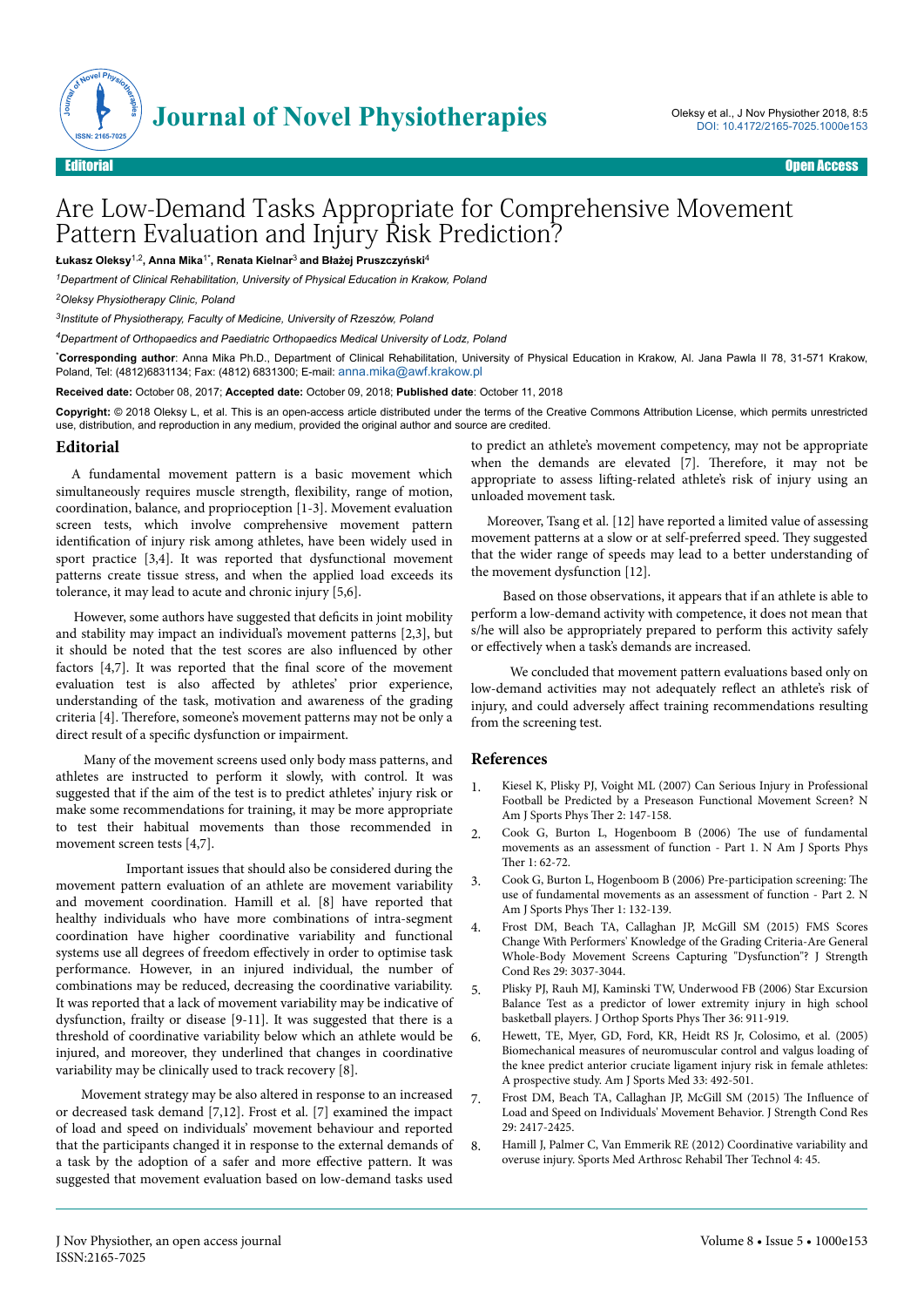Editorial | Open Access

# Are Low-Demand Tasks Appropriate for Comprehensive Movement Pattern Evaluation and Injury Risk Prediction?

**Łukasz Oleksy[1,2], Anna Mika[1*], Renata Kielnar[3] and Błażej Pruszczyński[4]**

[1]*Department of Clinical Rehabilitation, University of Physical Education in Krakow, Poland*

[2]*Oleksy Physiotherapy Clinic, Poland*

[3]*Institute of Physiotherapy, Faculty of Medicine, University of Rzeszów, Poland*

[4]*Department of Orthopaedics and Paediatric Orthopaedics Medical University of Lodz, Poland*

[*]**Corresponding author**: Anna Mika Ph.D., Department of Clinical Rehabilitation, University of Physical Education in Krakow, Al. Jana Pawla II 78, 31-571 Krakow, Poland, Tel: (4812)6831134; Fax: (4812) 6831300; E-mail: anna.mika@awf.krakow.pl

**Received date:** October 08, 2017; **Accepted date:** October 09, 2018; **Published date**: October 11, 2018

**Copyright:** © 2018 Oleksy L, et al. This is an open-access article distributed under the terms of the Creative Commons Attribution License, which permits unrestricted use, distribution, and reproduction in any medium, provided the original author and source are credited.

## Editorial

A fundamental movement pattern is a basic movement which simultaneously requires muscle strength, flexibility, range of motion, coordination, balance, and proprioception [1-3]. Movement evaluation screen tests, which involve comprehensive movement pattern identification of injury risk among athletes, have been widely used in sport practice [3,4]. It was reported that dysfunctional movement patterns create tissue stress, and when the applied load exceeds its tolerance, it may lead to acute and chronic injury [5,6].

However, some authors have suggested that deficits in joint mobility and stability may impact an individual's movement patterns [2,3], but it should be noted that the test scores are also influenced by other factors [4,7]. It was reported that the final score of the movement evaluation test is also affected by athletes' prior experience, understanding of the task, motivation and awareness of the grading criteria [4]. Therefore, someone's movement patterns may not be only a direct result of a specific dysfunction or impairment.

Many of the movement screens used only body mass patterns, and athletes are instructed to perform it slowly, with control. It was suggested that if the aim of the test is to predict athletes' injury risk or make some recommendations for training, it may be more appropriate to test their habitual movements than those recommended in movement screen tests [4,7].

Important issues that should also be considered during the movement pattern evaluation of an athlete are movement variability and movement coordination. Hamill et al. [8] have reported that healthy individuals who have more combinations of intra-segment coordination have higher coordinative variability and functional systems use all degrees of freedom effectively in order to optimise task performance. However, in an injured individual, the number of combinations may be reduced, decreasing the coordinative variability. It was reported that a lack of movement variability may be indicative of dysfunction, frailty or disease [9-11]. It was suggested that there is a threshold of coordinative variability below which an athlete would be injured, and moreover, they underlined that changes in coordinative variability may be clinically used to track recovery [8].

Movement strategy may be also altered in response to an increased or decreased task demand [7,12]. Frost et al. [7] examined the impact of load and speed on individuals' movement behaviour and reported that the participants changed it in response to the external demands of a task by the adoption of a safer and more effective pattern. It was suggested that movement evaluation based on low-demand tasks used to predict an athlete's movement competency, may not be appropriate when the demands are elevated [7]. Therefore, it may not be appropriate to assess lifting-related athlete's risk of injury using an unloaded movement task.

Moreover, Tsang et al. [12] have reported a limited value of assessing movement patterns at a slow or at self-preferred speed. They suggested that the wider range of speeds may lead to a better understanding of the movement dysfunction [12].

Based on those observations, it appears that if an athlete is able to perform a low-demand activity with competence, it does not mean that s/he will also be appropriately prepared to perform this activity safely or effectively when a task's demands are increased.

We concluded that movement pattern evaluations based only on low-demand activities may not adequately reflect an athlete's risk of injury, and could adversely affect training recommendations resulting from the screening test.

## References

1. Kiesel K, Plisky PJ, Voight ML (2007) Can Serious Injury in Professional Football be Predicted by a Preseason Functional Movement Screen? N Am J Sports Phys Ther 2: 147-158.
2. Cook G, Burton L, Hogenboom B (2006) The use of fundamental movements as an assessment of function - Part 1. N Am J Sports Phys Ther 1: 62-72.
3. Cook G, Burton L, Hogenboom B (2006) Pre-participation screening: The use of fundamental movements as an assessment of function - Part 2. N Am J Sports Phys Ther 1: 132-139.
4. Frost DM, Beach TA, Callaghan JP, McGill SM (2015) FMS Scores Change With Performers' Knowledge of the Grading Criteria-Are General Whole-Body Movement Screens Capturing "Dysfunction"? J Strength Cond Res 29: 3037-3044.
5. Plisky PJ, Rauh MJ, Kaminski TW, Underwood FB (2006) Star Excursion Balance Test as a predictor of lower extremity injury in high school basketball players. J Orthop Sports Phys Ther 36: 911-919.
6. Hewett, TE, Myer, GD, Ford, KR, Heidt RS Jr, Colosimo, et al. (2005) Biomechanical measures of neuromuscular control and valgus loading of the knee predict anterior cruciate ligament injury risk in female athletes: A prospective study. Am J Sports Med 33: 492-501.
7. Frost DM, Beach TA, Callaghan JP, McGill SM (2015) The Influence of Load and Speed on Individuals' Movement Behavior. J Strength Cond Res 29: 2417-2425.
8. Hamill J, Palmer C, Van Emmerik RE (2012) Coordinative variability and overuse injury. Sports Med Arthrosc Rehabil Ther Technol 4: 45.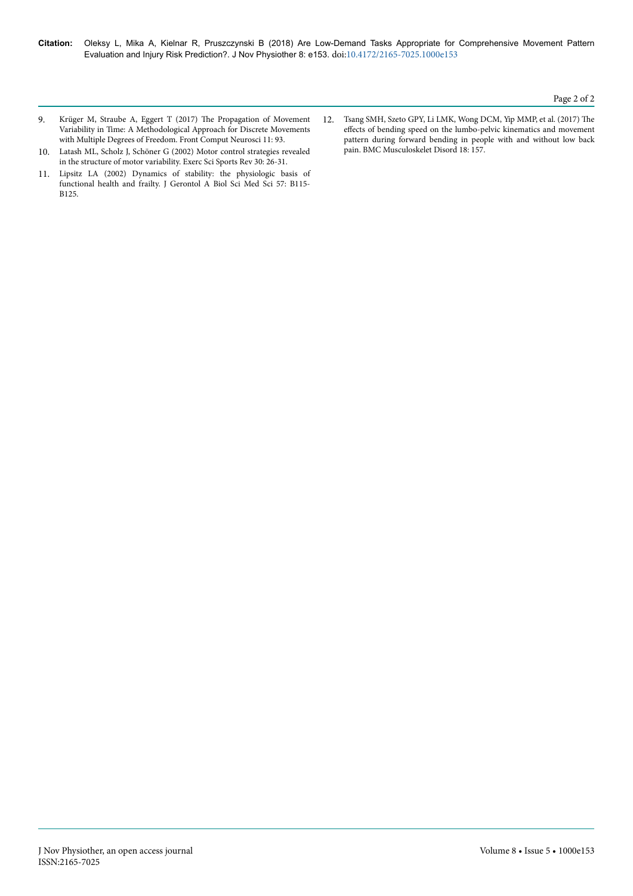9. Krüger M, Straube A, Eggert T (2017) The Propagation of Movement Variability in Time: A Methodological Approach for Discrete Movements with Multiple Degrees of Freedom. Front Comput Neurosci 11: 93.
10. Latash ML, Scholz J, Schöner G (2002) Motor control strategies revealed in the structure of motor variability. Exerc Sci Sports Rev 30: 26-31.
11. Lipsitz LA (2002) Dynamics of stability: the physiologic basis of functional health and frailty. J Gerontol A Biol Sci Med Sci 57: B115-B125.
12. Tsang SMH, Szeto GPY, Li LMK, Wong DCM, Yip MMP, et al. (2017) The effects of bending speed on the lumbo-pelvic kinematics and movement pattern during forward bending in people with and without low back pain. BMC Musculoskelet Disord 18: 157.